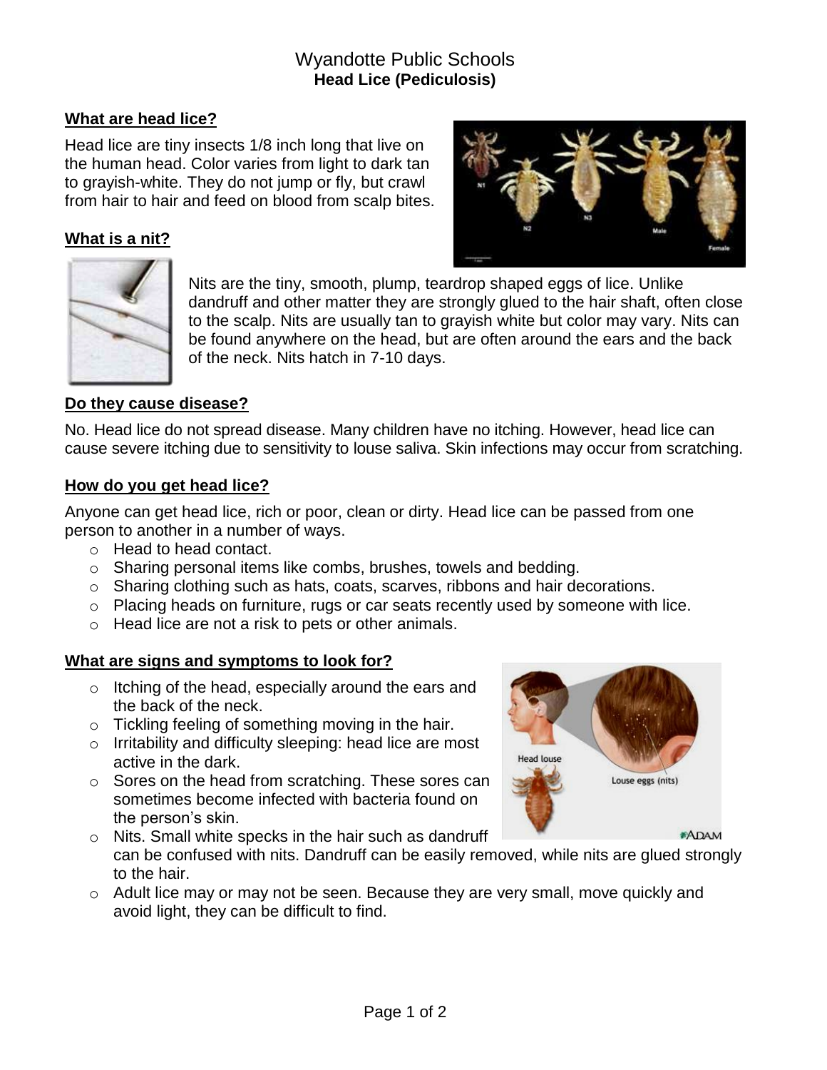# Wyandotte Public Schools
## Head Lice (Pediculosis)

### What are head lice?

Head lice are tiny insects 1/8 inch long that live on the human head. Color varies from light to dark tan to grayish-white. They do not jump or fly, but crawl from hair to hair and feed on blood from scalp bites.

### What is a nit?

Nits are the tiny, smooth, plump, teardrop shaped eggs of lice. Unlike dandruff and other matter they are strongly glued to the hair shaft, often close to the scalp. Nits are usually tan to grayish white but color may vary. Nits can be found anywhere on the head, but are often around the ears and the back of the neck. Nits hatch in 7-10 days.

### Do they cause disease?

No. Head lice do not spread disease. Many children have no itching. However, head lice can cause severe itching due to sensitivity to louse saliva. Skin infections may occur from scratching.

### How do you get head lice?

Anyone can get head lice, rich or poor, clean or dirty. Head lice can be passed from one person to another in a number of ways.

- Head to head contact.
- Sharing personal items like combs, brushes, towels and bedding.
- Sharing clothing such as hats, coats, scarves, ribbons and hair decorations.
- Placing heads on furniture, rugs or car seats recently used by someone with lice.
- Head lice are not a risk to pets or other animals.

### What are signs and symptoms to look for?

- Itching of the head, especially around the ears and the back of the neck.
- Tickling feeling of something moving in the hair.
- Irritability and difficulty sleeping: head lice are most active in the dark.
- Sores on the head from scratching. These sores can sometimes become infected with bacteria found on the person's skin.
- Nits. Small white specks in the hair such as dandruff can be confused with nits. Dandruff can be easily removed, while nits are glued strongly to the hair.
- Adult lice may or may not be seen. Because they are very small, move quickly and avoid light, they can be difficult to find.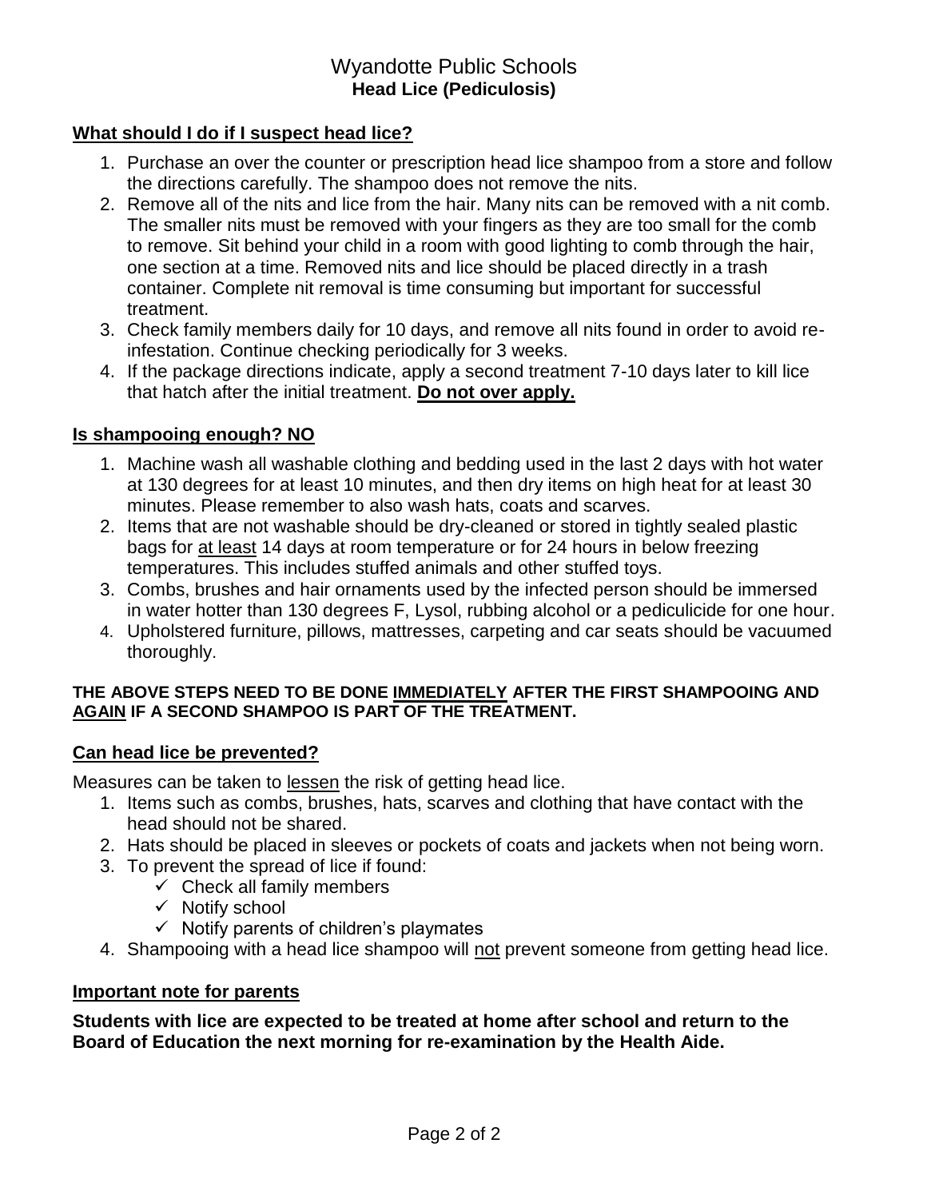# Wyandotte Public Schools
**Head Lice (Pediculosis)**

## What should I do if I suspect head lice?

1. Purchase an over the counter or prescription head lice shampoo from a store and follow the directions carefully. The shampoo does not remove the nits.
2. Remove all of the nits and lice from the hair. Many nits can be removed with a nit comb. The smaller nits must be removed with your fingers as they are too small for the comb to remove. Sit behind your child in a room with good lighting to comb through the hair, one section at a time. Removed nits and lice should be placed directly in a trash container. Complete nit removal is time consuming but important for successful treatment.
3. Check family members daily for 10 days, and remove all nits found in order to avoid re-infestation. Continue checking periodically for 3 weeks.
4. If the package directions indicate, apply a second treatment 7-10 days later to kill lice that hatch after the initial treatment. **Do not over apply.**

## Is shampooing enough? NO

1. Machine wash all washable clothing and bedding used in the last 2 days with hot water at 130 degrees for at least 10 minutes, and then dry items on high heat for at least 30 minutes. Please remember to also wash hats, coats and scarves.
2. Items that are not washable should be dry-cleaned or stored in tightly sealed plastic bags for at least 14 days at room temperature or for 24 hours in below freezing temperatures. This includes stuffed animals and other stuffed toys.
3. Combs, brushes and hair ornaments used by the infected person should be immersed in water hotter than 130 degrees F, Lysol, rubbing alcohol or a pediculicide for one hour.
4. Upholstered furniture, pillows, mattresses, carpeting and car seats should be vacuumed thoroughly.

**THE ABOVE STEPS NEED TO BE DONE IMMEDIATELY AFTER THE FIRST SHAMPOOING AND AGAIN IF A SECOND SHAMPOO IS PART OF THE TREATMENT.**

## Can head lice be prevented?

Measures can be taken to lessen the risk of getting head lice.

1. Items such as combs, brushes, hats, scarves and clothing that have contact with the head should not be shared.
2. Hats should be placed in sleeves or pockets of coats and jackets when not being worn.
3. To prevent the spread of lice if found:
   - ✓ Check all family members
   - ✓ Notify school
   - ✓ Notify parents of children's playmates
4. Shampooing with a head lice shampoo will not prevent someone from getting head lice.

## Important note for parents

**Students with lice are expected to be treated at home after school and return to the Board of Education the next morning for re-examination by the Health Aide.**